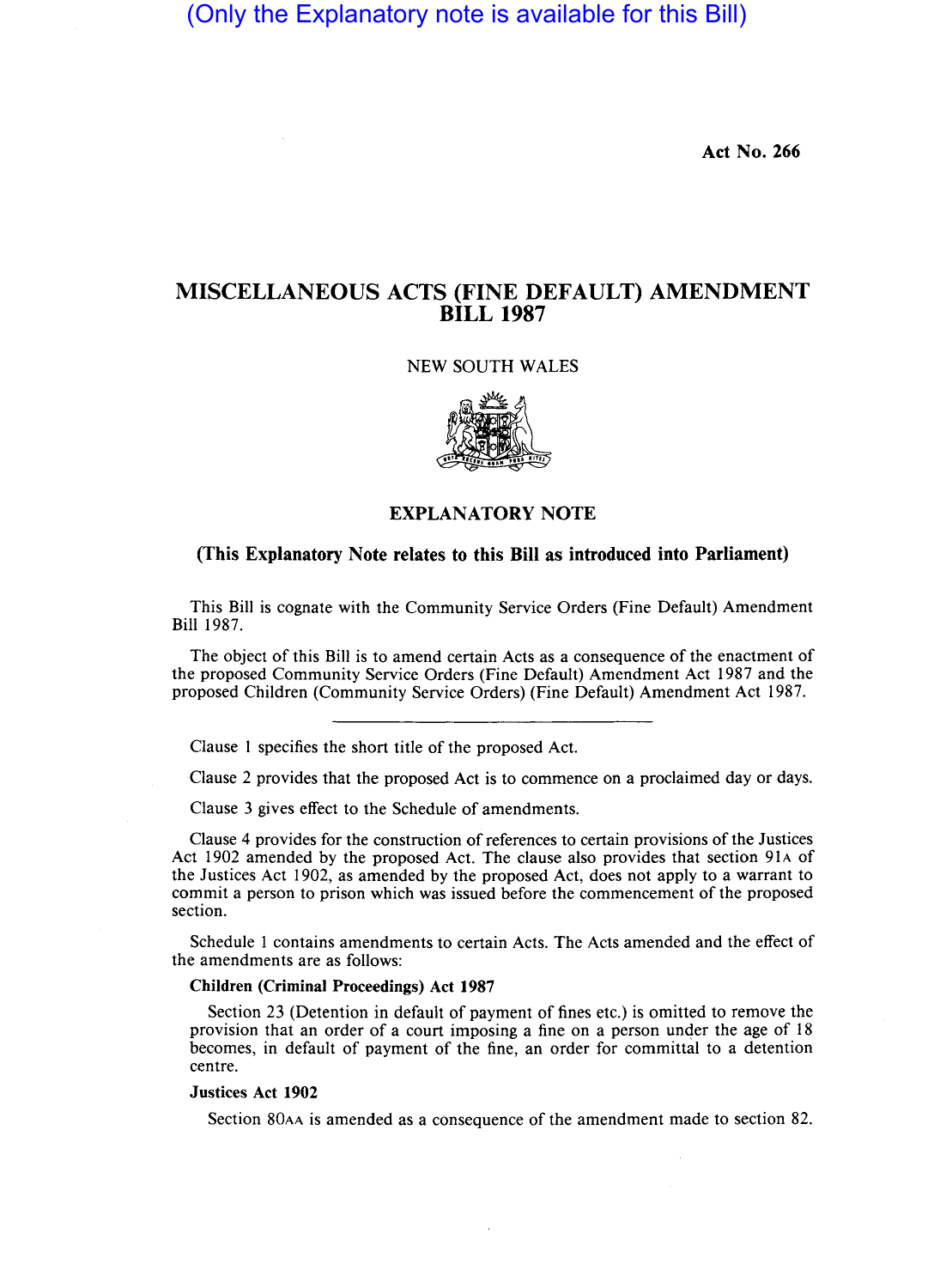(Only the Explanatory note is available for this Bill)

Act No. 266

# MISCELLANEOUS ACTS (FINE DEFAULT) AMENDMENT BILL 1987

NEW SOUTH WALES

## EXPLANATORY NOTE

**(This Explanatory Note relates to this Bill as introduced into Parliament)**

This Bill is cognate with the Community Service Orders (Fine Default) Amendment Bill 1987.

The object of this Bill is to amend certain Acts as a consequence of the enactment of the proposed Community Service Orders (Fine Default) Amendment Act 1987 and the proposed Children (Community Service Orders) (Fine Default) Amendment Act 1987.

---

Clause 1 specifies the short title of the proposed Act.

Clause 2 provides that the proposed Act is to commence on a proclaimed day or days.

Clause 3 gives effect to the Schedule of amendments.

Clause 4 provides for the construction of references to certain provisions of the Justices Act 1902 amended by the proposed Act. The clause also provides that section 91A of the Justices Act 1902, as amended by the proposed Act, does not apply to a warrant to commit a person to prison which was issued before the commencement of the proposed section.

Schedule 1 contains amendments to certain Acts. The Acts amended and the effect of the amendments are as follows:

**Children (Criminal Proceedings) Act 1987**

Section 23 (Detention in default of payment of fines etc.) is omitted to remove the provision that an order of a court imposing a fine on a person under the age of 18 becomes, in default of payment of the fine, an order for committal to a detention centre.

**Justices Act 1902**

Section 80AA is amended as a consequence of the amendment made to section 82.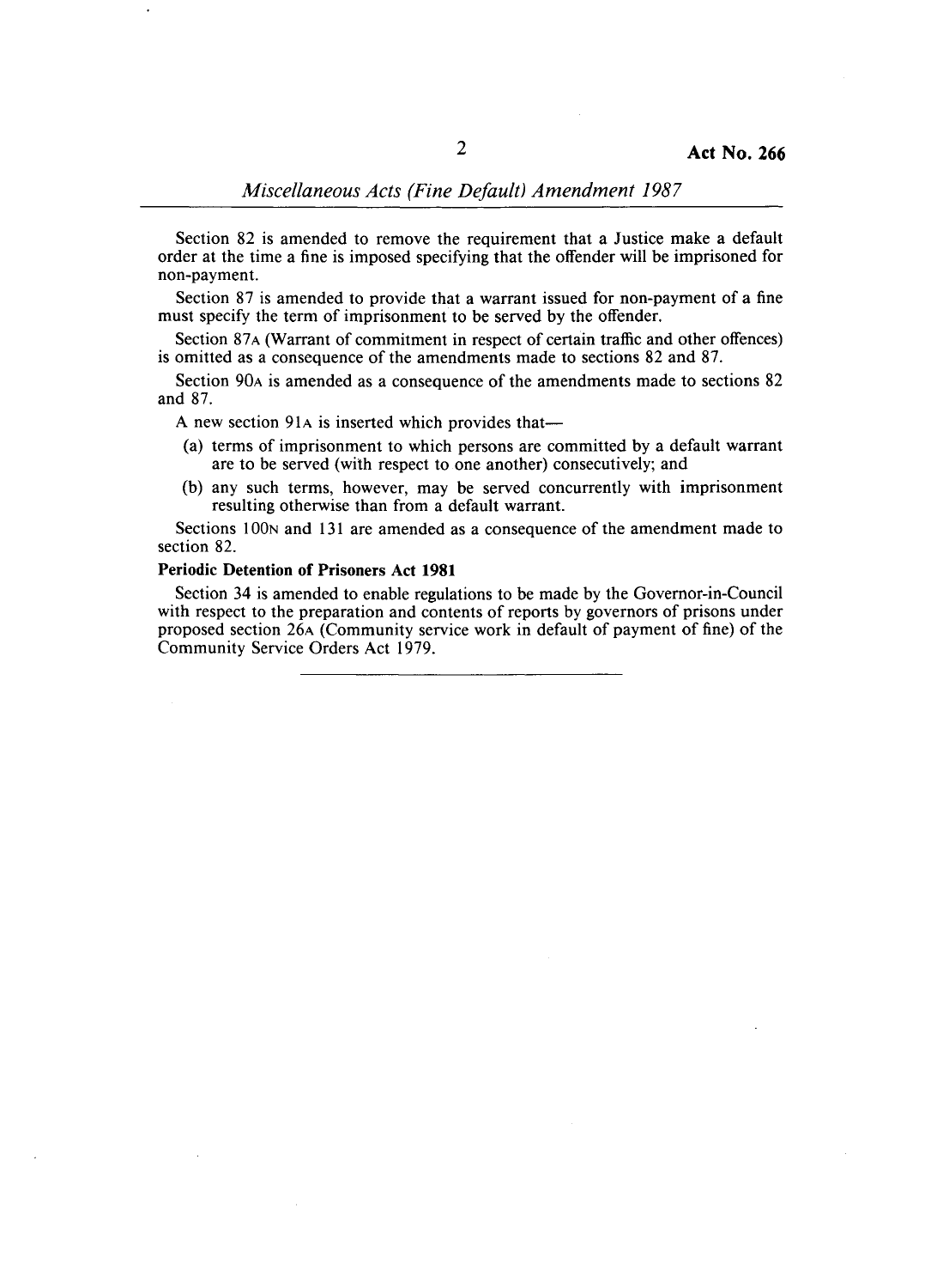Section 82 is amended to remove the requirement that a Justice make a default order at the time a fine is imposed specifying that the offender will be imprisoned for non-payment.

Section 87 is amended to provide that a warrant issued for non-payment of a fine must specify the term of imprisonment to be served by the offender.

Section 87A (Warrant of commitment in respect of certain traffic and other offences) is omitted as a consequence of the amendments made to sections 82 and 87.

Section 90A is amended as a consequence of the amendments made to sections 82 and 87.

A new section 91A is inserted which provides that—

(a) terms of imprisonment to which persons are committed by a default warrant are to be served (with respect to one another) consecutively; and

(b) any such terms, however, may be served concurrently with imprisonment resulting otherwise than from a default warrant.

Sections 100N and 131 are amended as a consequence of the amendment made to section 82.

**Periodic Detention of Prisoners Act 1981**

Section 34 is amended to enable regulations to be made by the Governor-in-Council with respect to the preparation and contents of reports by governors of prisons under proposed section 26A (Community service work in default of payment of fine) of the Community Service Orders Act 1979.